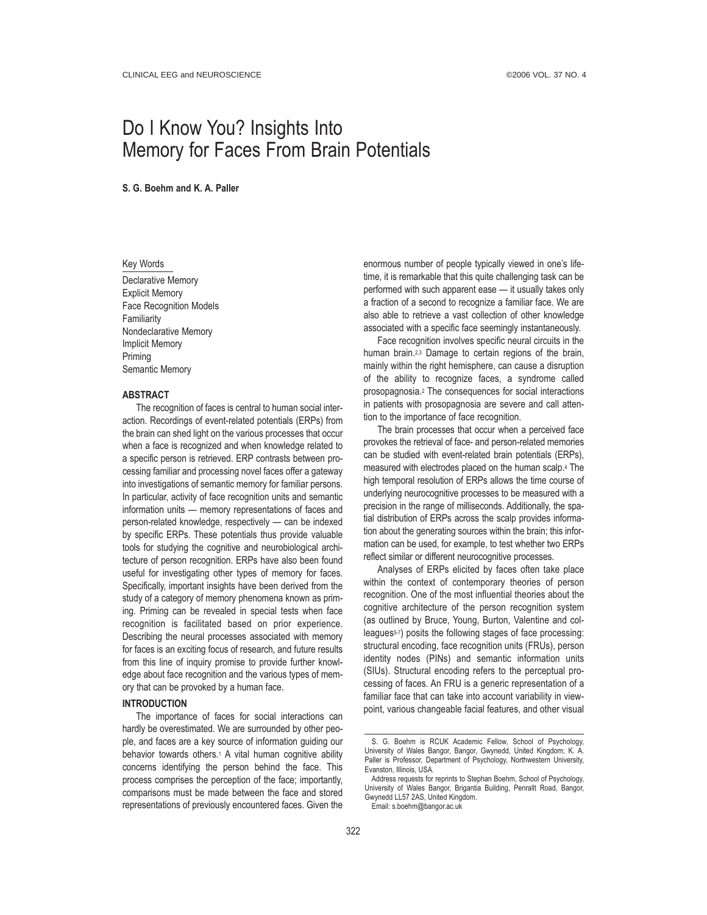# Do I Know You? Insights Into Memory for Faces From Brain Potentials

**S. G. Boehm and K. A. Paller**

Key Words

Declarative Memory
Explicit Memory
Face Recognition Models
Familiarity
Nondeclarative Memory
Implicit Memory
Priming
Semantic Memory

## ABSTRACT

The recognition of faces is central to human social interaction. Recordings of event-related potentials (ERPs) from the brain can shed light on the various processes that occur when a face is recognized and when knowledge related to a specific person is retrieved. ERP contrasts between processing familiar and processing novel faces offer a gateway into investigations of semantic memory for familiar persons. In particular, activity of face recognition units and semantic information units — memory representations of faces and person-related knowledge, respectively — can be indexed by specific ERPs. These potentials thus provide valuable tools for studying the cognitive and neurobiological architecture of person recognition. ERPs have also been found useful for investigating other types of memory for faces. Specifically, important insights have been derived from the study of a category of memory phenomena known as priming. Priming can be revealed in special tests when face recognition is facilitated based on prior experience. Describing the neural processes associated with memory for faces is an exciting focus of research, and future results from this line of inquiry promise to provide further knowledge about face recognition and the various types of memory that can be provoked by a human face.

## INTRODUCTION

The importance of faces for social interactions can hardly be overestimated. We are surrounded by other people, and faces are a key source of information guiding our behavior towards others.[1] A vital human cognitive ability concerns identifying the person behind the face. This process comprises the perception of the face; importantly, comparisons must be made between the face and stored representations of previously encountered faces. Given the enormous number of people typically viewed in one's lifetime, it is remarkable that this quite challenging task can be performed with such apparent ease — it usually takes only a fraction of a second to recognize a familiar face. We are also able to retrieve a vast collection of other knowledge associated with a specific face seemingly instantaneously.

Face recognition involves specific neural circuits in the human brain.[2,3] Damage to certain regions of the brain, mainly within the right hemisphere, can cause a disruption of the ability to recognize faces, a syndrome called prosopagnosia.[2] The consequences for social interactions in patients with prosopagnosia are severe and call attention to the importance of face recognition.

The brain processes that occur when a perceived face provokes the retrieval of face- and person-related memories can be studied with event-related brain potentials (ERPs), measured with electrodes placed on the human scalp.[4] The high temporal resolution of ERPs allows the time course of underlying neurocognitive processes to be measured with a precision in the range of milliseconds. Additionally, the spatial distribution of ERPs across the scalp provides information about the generating sources within the brain; this information can be used, for example, to test whether two ERPs reflect similar or different neurocognitive processes.

Analyses of ERPs elicited by faces often take place within the context of contemporary theories of person recognition. One of the most influential theories about the cognitive architecture of the person recognition system (as outlined by Bruce, Young, Burton, Valentine and colleagues[5-7]) posits the following stages of face processing: structural encoding, face recognition units (FRUs), person identity nodes (PINs) and semantic information units (SIUs). Structural encoding refers to the perceptual processing of faces. An FRU is a generic representation of a familiar face that can take into account variability in viewpoint, various changeable facial features, and other visual

S. G. Boehm is RCUK Academic Fellow, School of Psychology, University of Wales Bangor, Bangor, Gwynedd, United Kingdom; K. A. Paller is Professor, Department of Psychology, Northwestern University, Evanston, Illinois, USA.

Address requests for reprints to Stephan Boehm, School of Psychology, University of Wales Bangor, Brigantia Building, Penrallt Road, Bangor, Gwynedd LL57 2AS, United Kingdom.

Email: s.boehm@bangor.ac.uk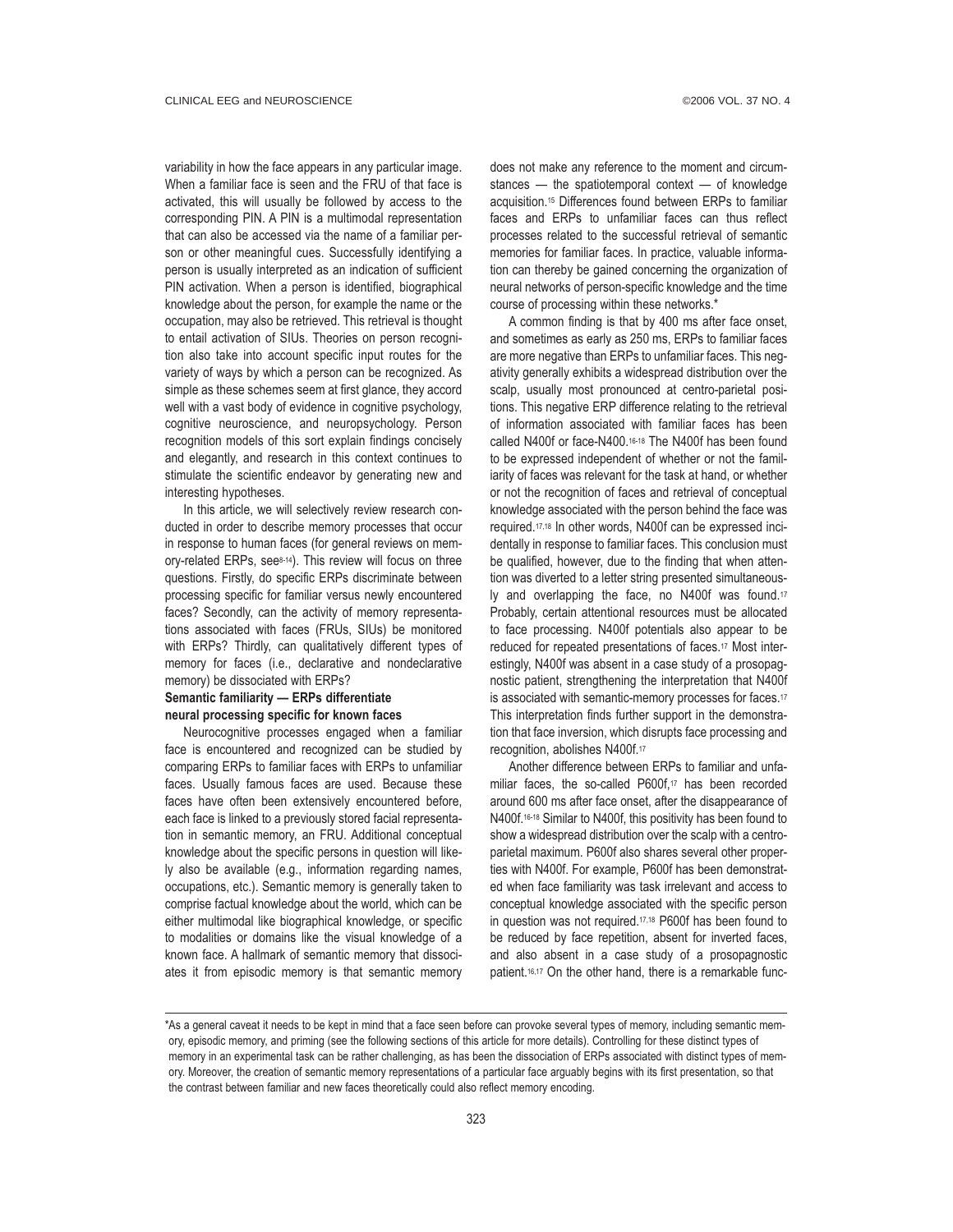variability in how the face appears in any particular image. When a familiar face is seen and the FRU of that face is activated, this will usually be followed by access to the corresponding PIN. A PIN is a multimodal representation that can also be accessed via the name of a familiar person or other meaningful cues. Successfully identifying a person is usually interpreted as an indication of sufficient PIN activation. When a person is identified, biographical knowledge about the person, for example the name or the occupation, may also be retrieved. This retrieval is thought to entail activation of SIUs. Theories on person recognition also take into account specific input routes for the variety of ways by which a person can be recognized. As simple as these schemes seem at first glance, they accord well with a vast body of evidence in cognitive psychology, cognitive neuroscience, and neuropsychology. Person recognition models of this sort explain findings concisely and elegantly, and research in this context continues to stimulate the scientific endeavor by generating new and interesting hypotheses.

In this article, we will selectively review research conducted in order to describe memory processes that occur in response to human faces (for general reviews on memory-related ERPs, see[8-14]). This review will focus on three questions. Firstly, do specific ERPs discriminate between processing specific for familiar versus newly encountered faces? Secondly, can the activity of memory representations associated with faces (FRUs, SIUs) be monitored with ERPs? Thirdly, can qualitatively different types of memory for faces (i.e., declarative and nondeclarative memory) be dissociated with ERPs?

**Semantic familiarity — ERPs differentiate neural processing specific for known faces**

Neurocognitive processes engaged when a familiar face is encountered and recognized can be studied by comparing ERPs to familiar faces with ERPs to unfamiliar faces. Usually famous faces are used. Because these faces have often been extensively encountered before, each face is linked to a previously stored facial representation in semantic memory, an FRU. Additional conceptual knowledge about the specific persons in question will likely also be available (e.g., information regarding names, occupations, etc.). Semantic memory is generally taken to comprise factual knowledge about the world, which can be either multimodal like biographical knowledge, or specific to modalities or domains like the visual knowledge of a known face. A hallmark of semantic memory that dissociates it from episodic memory is that semantic memory does not make any reference to the moment and circumstances — the spatiotemporal context — of knowledge acquisition.[15] Differences found between ERPs to familiar faces and ERPs to unfamiliar faces can thus reflect processes related to the successful retrieval of semantic memories for familiar faces. In practice, valuable information can thereby be gained concerning the organization of neural networks of person-specific knowledge and the time course of processing within these networks.*

A common finding is that by 400 ms after face onset, and sometimes as early as 250 ms, ERPs to familiar faces are more negative than ERPs to unfamiliar faces. This negativity generally exhibits a widespread distribution over the scalp, usually most pronounced at centro-parietal positions. This negative ERP difference relating to the retrieval of information associated with familiar faces has been called N400f or face-N400.[16-18] The N400f has been found to be expressed independent of whether or not the familiarity of faces was relevant for the task at hand, or whether or not the recognition of faces and retrieval of conceptual knowledge associated with the person behind the face was required.[17,18] In other words, N400f can be expressed incidentally in response to familiar faces. This conclusion must be qualified, however, due to the finding that when attention was diverted to a letter string presented simultaneously and overlapping the face, no N400f was found.[17] Probably, certain attentional resources must be allocated to face processing. N400f potentials also appear to be reduced for repeated presentations of faces.[17] Most interestingly, N400f was absent in a case study of a prosopagnostic patient, strengthening the interpretation that N400f is associated with semantic-memory processes for faces.[17] This interpretation finds further support in the demonstration that face inversion, which disrupts face processing and recognition, abolishes N400f.[17]

Another difference between ERPs to familiar and unfamiliar faces, the so-called P600f,[17] has been recorded around 600 ms after face onset, after the disappearance of N400f.[16-18] Similar to N400f, this positivity has been found to show a widespread distribution over the scalp with a centro-parietal maximum. P600f also shares several other properties with N400f. For example, P600f has been demonstrated when face familiarity was task irrelevant and access to conceptual knowledge associated with the specific person in question was not required.[17,18] P600f has been found to be reduced by face repetition, absent for inverted faces, and also absent in a case study of a prosopagnostic patient.[16,17] On the other hand, there is a remarkable func-

*As a general caveat it needs to be kept in mind that a face seen before can provoke several types of memory, including semantic memory, episodic memory, and priming (see the following sections of this article for more details). Controlling for these distinct types of memory in an experimental task can be rather challenging, as has been the dissociation of ERPs associated with distinct types of memory. Moreover, the creation of semantic memory representations of a particular face arguably begins with its first presentation, so that the contrast between familiar and new faces theoretically could also reflect memory encoding.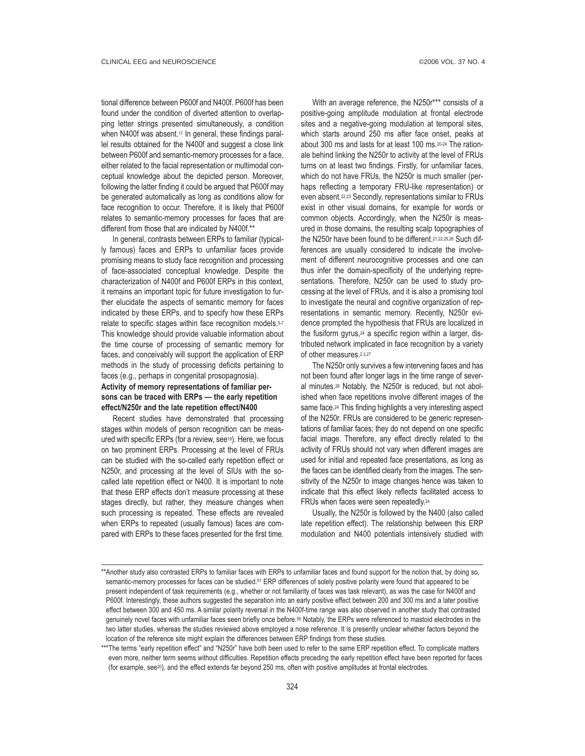tional difference between P600f and N400f. P600f has been found under the condition of diverted attention to overlapping letter strings presented simultaneously, a condition when N400f was absent.[17] In general, these findings parallel results obtained for the N400f and suggest a close link between P600f and semantic-memory processes for a face, either related to the facial representation or multimodal conceptual knowledge about the depicted person. Moreover, following the latter finding it could be argued that P600f may be generated automatically as long as conditions allow for face recognition to occur. Therefore, it is likely that P600f relates to semantic-memory processes for faces that are different from those that are indicated by N400f.**

In general, contrasts between ERPs to familiar (typically famous) faces and ERPs to unfamiliar faces provide promising means to study face recognition and processing of face-associated conceptual knowledge. Despite the characterization of N400f and P600f ERPs in this context, it remains an important topic for future investigation to further elucidate the aspects of semantic memory for faces indicated by these ERPs, and to specify how these ERPs relate to specific stages within face recognition models.[5-7] This knowledge should provide valuable information about the time course of processing of semantic memory for faces, and conceivably will support the application of ERP methods in the study of processing deficits pertaining to faces (e.g., perhaps in congenital prosopagnosia).

**Activity of memory representations of familiar persons can be traced with ERPs — the early repetition effect/N250r and the late repetition effect/N400**

Recent studies have demonstrated that processing stages within models of person recognition can be measured with specific ERPs (for a review, see[19]). Here, we focus on two prominent ERPs. Processing at the level of FRUs can be studied with the so-called early repetition effect or N250r, and processing at the level of SIUs with the so-called late repetition effect or N400. It is important to note that these ERP effects don't measure processing at these stages directly, but rather, they measure changes when such processing is repeated. These effects are revealed when ERPs to repeated (usually famous) faces are compared with ERPs to these faces presented for the first time.

With an average reference, the N250r*** consists of a positive-going amplitude modulation at frontal electrode sites and a negative-going modulation at temporal sites, which starts around 250 ms after face onset, peaks at about 300 ms and lasts for at least 100 ms.[20-24] The rationale behind linking the N250r to activity at the level of FRUs turns on at least two findings. Firstly, for unfamiliar faces, which do not have FRUs, the N250r is much smaller (perhaps reflecting a temporary FRU-like representation) or even absent.[22,23] Secondly, representations similar to FRUs exist in other visual domains, for example for words or common objects. Accordingly, when the N250r is measured in those domains, the resulting scalp topographies of the N250r have been found to be different.[21,22,25,26] Such differences are usually considered to indicate the involvement of different neurocognitive processes and one can thus infer the domain-specificity of the underlying representations. Therefore, N250r can be used to study processing at the level of FRUs, and it is also a promising tool to investigate the neural and cognitive organization of representations in semantic memory. Recently, N250r evidence prompted the hypothesis that FRUs are localized in the fusiform gyrus,[24] a specific region within a larger, distributed network implicated in face recognition by a variety of other measures.[2,3,27]

The N250r only survives a few intervening faces and has not been found after longer lags in the time range of several minutes.[28] Notably, the N250r is reduced, but not abolished when face repetitions involve different images of the same face.[24] This finding highlights a very interesting aspect of the N250r. FRUs are considered to be generic representations of familiar faces; they do not depend on one specific facial image. Therefore, any effect directly related to the activity of FRUs should not vary when different images are used for initial and repeated face presentations, as long as the faces can be identified clearly from the images. The sensitivity of the N250r to image changes hence was taken to indicate that this effect likely reflects facilitated access to FRUs when faces were seen repeatedly.[24]

Usually, the N250r is followed by the N400 (also called late repetition effect). The relationship between this ERP modulation and N400 potentials intensively studied with

**Another study also contrasted ERPs to familiar faces with ERPs to unfamiliar faces and found support for the notion that, by doing so, semantic-memory processes for faces can be studied.[51] ERP differences of solely positive polarity were found that appeared to be present independent of task requirements (e.g., whether or not familiarity of faces was task relevant), as was the case for N400f and P600f. Interestingly, these authors suggested the separation into an early positive effect between 200 and 300 ms and a later positive effect between 300 and 450 ms. A similar polarity reversal in the N400f-time range was also observed in another study that contrasted genuinely novel faces with unfamiliar faces seen briefly once before.[55] Notably, the ERPs were referenced to mastoid electrodes in the two latter studies, whereas the studies reviewed above employed a nose reference. It is presently unclear whether factors beyond the location of the reference site might explain the differences between ERP findings from these studies.

***The terms "early repetition effect" and "N250r" have both been used to refer to the same ERP repetition effect. To complicate matters even more, neither term seems without difficulties. Repetition effects preceding the early repetition effect have been reported for faces (for example, see[20]), and the effect extends far beyond 250 ms, often with positive amplitudes at frontal electrodes.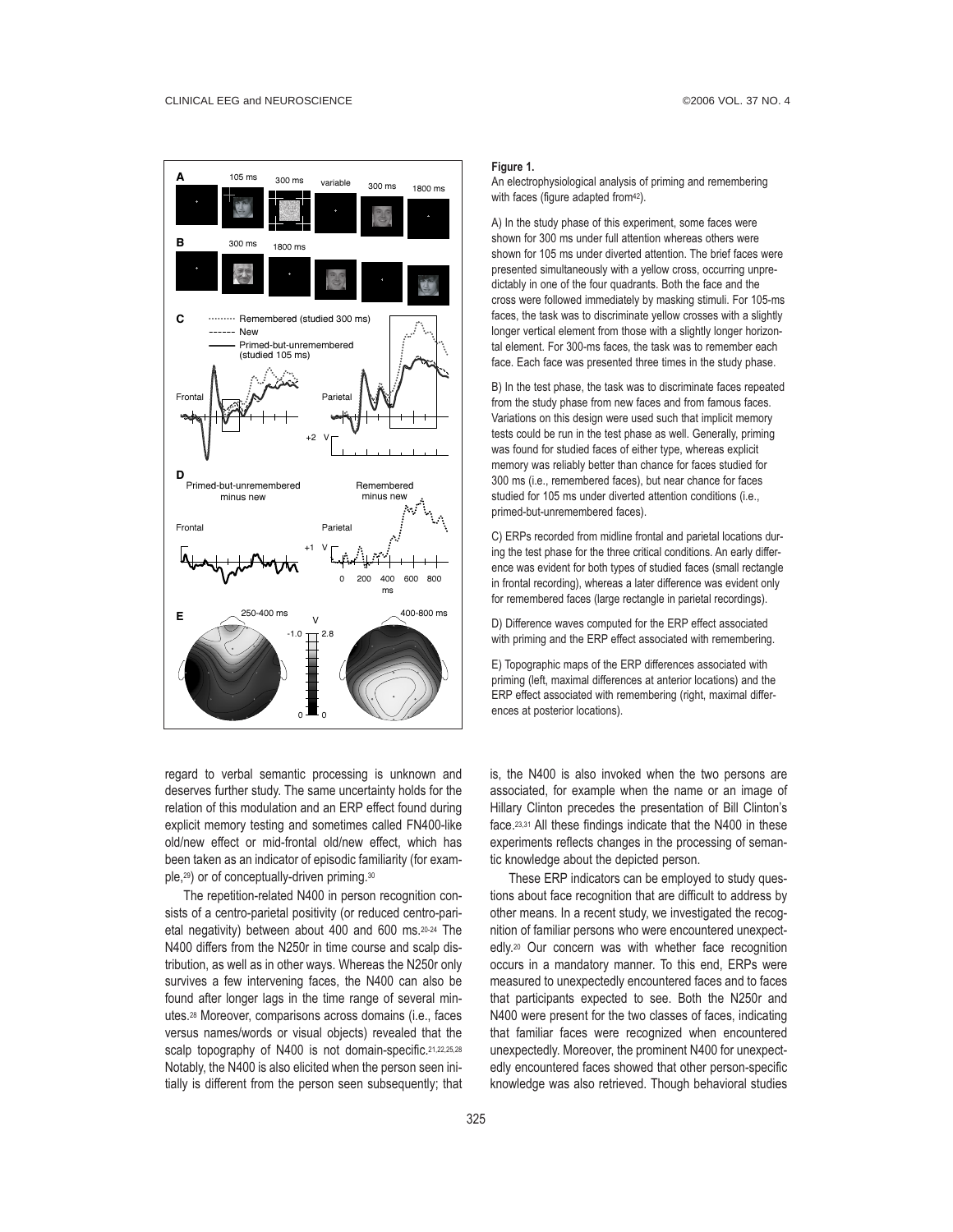**Figure 1.**

An electrophysiological analysis of priming and remembering with faces (figure adapted from[42]).

A) In the study phase of this experiment, some faces were shown for 300 ms under full attention whereas others were shown for 105 ms under diverted attention. The brief faces were presented simultaneously with a yellow cross, occurring unpredictably in one of the four quadrants. Both the face and the cross were followed immediately by masking stimuli. For 105-ms faces, the task was to discriminate yellow crosses with a slightly longer vertical element from those with a slightly longer horizontal element. For 300-ms faces, the task was to remember each face. Each face was presented three times in the study phase.

B) In the test phase, the task was to discriminate faces repeated from the study phase from new faces and from famous faces. Variations on this design were used such that implicit memory tests could be run in the test phase as well. Generally, priming was found for studied faces of either type, whereas explicit memory was reliably better than chance for faces studied for 300 ms (i.e., remembered faces), but near chance for faces studied for 105 ms under diverted attention conditions (i.e., primed-but-unremembered faces).

C) ERPs recorded from midline frontal and parietal locations during the test phase for the three critical conditions. An early difference was evident for both types of studied faces (small rectangle in frontal recording), whereas a later difference was evident only for remembered faces (large rectangle in parietal recordings).

D) Difference waves computed for the ERP effect associated with priming and the ERP effect associated with remembering.

E) Topographic maps of the ERP differences associated with priming (left, maximal differences at anterior locations) and the ERP effect associated with remembering (right, maximal differences at posterior locations).

regard to verbal semantic processing is unknown and deserves further study. The same uncertainty holds for the relation of this modulation and an ERP effect found during explicit memory testing and sometimes called FN400-like old/new effect or mid-frontal old/new effect, which has been taken as an indicator of episodic familiarity (for example,[29]) or of conceptually-driven priming.[30]

The repetition-related N400 in person recognition consists of a centro-parietal positivity (or reduced centro-parietal negativity) between about 400 and 600 ms.[20-24] The N400 differs from the N250r in time course and scalp distribution, as well as in other ways. Whereas the N250r only survives a few intervening faces, the N400 can also be found after longer lags in the time range of several minutes.[28] Moreover, comparisons across domains (i.e., faces versus names/words or visual objects) revealed that the scalp topography of N400 is not domain-specific.[21,22,25,28] Notably, the N400 is also elicited when the person seen initially is different from the person seen subsequently; that is, the N400 is also invoked when the two persons are associated, for example when the name or an image of Hillary Clinton precedes the presentation of Bill Clinton's face.[23,31] All these findings indicate that the N400 in these experiments reflects changes in the processing of semantic knowledge about the depicted person.

These ERP indicators can be employed to study questions about face recognition that are difficult to address by other means. In a recent study, we investigated the recognition of familiar persons who were encountered unexpectedly.[20] Our concern was with whether face recognition occurs in a mandatory manner. To this end, ERPs were measured to unexpectedly encountered faces and to faces that participants expected to see. Both the N250r and N400 were present for the two classes of faces, indicating that familiar faces were recognized when encountered unexpectedly. Moreover, the prominent N400 for unexpectedly encountered faces showed that other person-specific knowledge was also retrieved. Though behavioral studies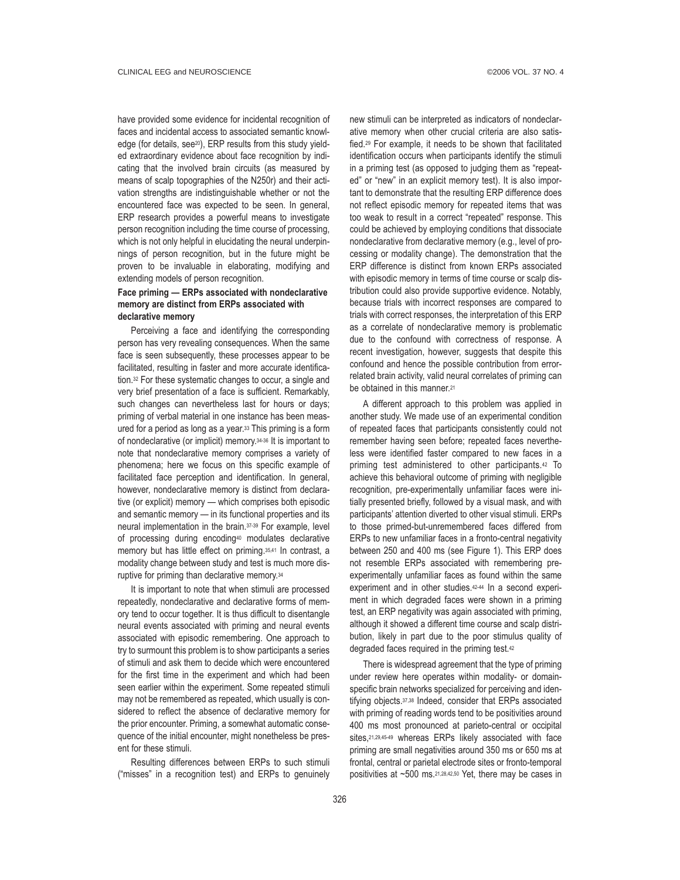have provided some evidence for incidental recognition of faces and incidental access to associated semantic knowledge (for details, see[20]), ERP results from this study yielded extraordinary evidence about face recognition by indicating that the involved brain circuits (as measured by means of scalp topographies of the N250r) and their activation strengths are indistinguishable whether or not the encountered face was expected to be seen. In general, ERP research provides a powerful means to investigate person recognition including the time course of processing, which is not only helpful in elucidating the neural underpinnings of person recognition, but in the future might be proven to be invaluable in elaborating, modifying and extending models of person recognition.

### Face priming — ERPs associated with nondeclarative memory are distinct from ERPs associated with declarative memory

Perceiving a face and identifying the corresponding person has very revealing consequences. When the same face is seen subsequently, these processes appear to be facilitated, resulting in faster and more accurate identification.[32] For these systematic changes to occur, a single and very brief presentation of a face is sufficient. Remarkably, such changes can nevertheless last for hours or days; priming of verbal material in one instance has been measured for a period as long as a year.[33] This priming is a form of nondeclarative (or implicit) memory.[34-36] It is important to note that nondeclarative memory comprises a variety of phenomena; here we focus on this specific example of facilitated face perception and identification. In general, however, nondeclarative memory is distinct from declarative (or explicit) memory — which comprises both episodic and semantic memory — in its functional properties and its neural implementation in the brain.[37-39] For example, level of processing during encoding[40] modulates declarative memory but has little effect on priming.[35,41] In contrast, a modality change between study and test is much more disruptive for priming than declarative memory.[34]

It is important to note that when stimuli are processed repeatedly, nondeclarative and declarative forms of memory tend to occur together. It is thus difficult to disentangle neural events associated with priming and neural events associated with episodic remembering. One approach to try to surmount this problem is to show participants a series of stimuli and ask them to decide which were encountered for the first time in the experiment and which had been seen earlier within the experiment. Some repeated stimuli may not be remembered as repeated, which usually is considered to reflect the absence of declarative memory for the prior encounter. Priming, a somewhat automatic consequence of the initial encounter, might nonetheless be present for these stimuli.

Resulting differences between ERPs to such stimuli ("misses" in a recognition test) and ERPs to genuinely new stimuli can be interpreted as indicators of nondeclarative memory when other crucial criteria are also satisfied.[29] For example, it needs to be shown that facilitated identification occurs when participants identify the stimuli in a priming test (as opposed to judging them as "repeated" or "new" in an explicit memory test). It is also important to demonstrate that the resulting ERP difference does not reflect episodic memory for repeated items that was too weak to result in a correct "repeated" response. This could be achieved by employing conditions that dissociate nondeclarative from declarative memory (e.g., level of processing or modality change). The demonstration that the ERP difference is distinct from known ERPs associated with episodic memory in terms of time course or scalp distribution could also provide supportive evidence. Notably, because trials with incorrect responses are compared to trials with correct responses, the interpretation of this ERP as a correlate of nondeclarative memory is problematic due to the confound with correctness of response. A recent investigation, however, suggests that despite this confound and hence the possible contribution from error-related brain activity, valid neural correlates of priming can be obtained in this manner.[21]

A different approach to this problem was applied in another study. We made use of an experimental condition of repeated faces that participants consistently could not remember having seen before; repeated faces nevertheless were identified faster compared to new faces in a priming test administered to other participants.[42] To achieve this behavioral outcome of priming with negligible recognition, pre-experimentally unfamiliar faces were initially presented briefly, followed by a visual mask, and with participants' attention diverted to other visual stimuli. ERPs to those primed-but-unremembered faces differed from ERPs to new unfamiliar faces in a fronto-central negativity between 250 and 400 ms (see Figure 1). This ERP does not resemble ERPs associated with remembering pre-experimentally unfamiliar faces as found within the same experiment and in other studies.[42-44] In a second experiment in which degraded faces were shown in a priming test, an ERP negativity was again associated with priming, although it showed a different time course and scalp distribution, likely in part due to the poor stimulus quality of degraded faces required in the priming test.[42]

There is widespread agreement that the type of priming under review here operates within modality- or domain-specific brain networks specialized for perceiving and identifying objects.[37,38] Indeed, consider that ERPs associated with priming of reading words tend to be positivities around 400 ms most pronounced at parieto-central or occipital sites,[21,29,45-49] whereas ERPs likely associated with face priming are small negativities around 350 ms or 650 ms at frontal, central or parietal electrode sites or fronto-temporal positivities at ~500 ms.[21,28,42,50] Yet, there may be cases in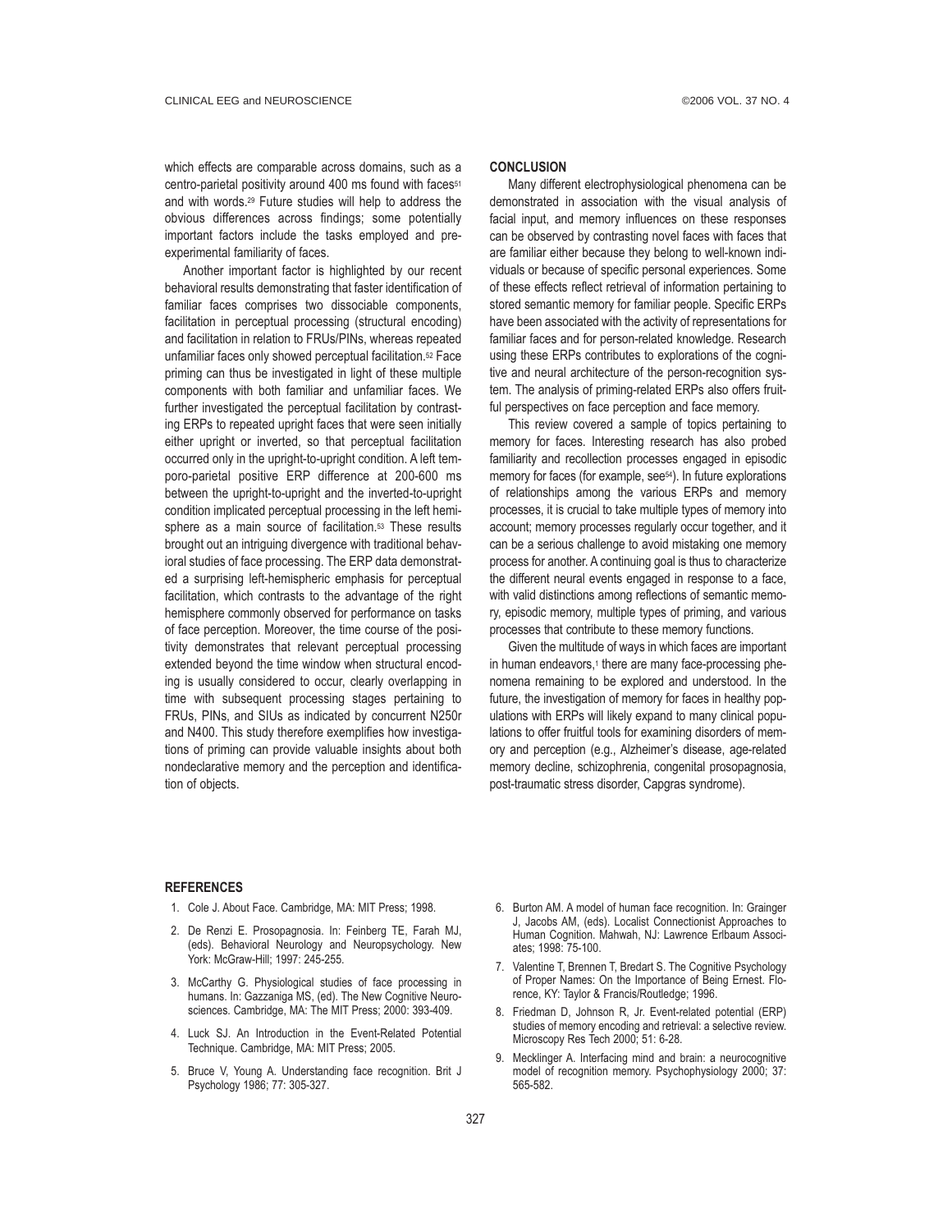which effects are comparable across domains, such as a centro-parietal positivity around 400 ms found with faces[51] and with words.[29] Future studies will help to address the obvious differences across findings; some potentially important factors include the tasks employed and pre-experimental familiarity of faces.

Another important factor is highlighted by our recent behavioral results demonstrating that faster identification of familiar faces comprises two dissociable components, facilitation in perceptual processing (structural encoding) and facilitation in relation to FRUs/PINs, whereas repeated unfamiliar faces only showed perceptual facilitation.[52] Face priming can thus be investigated in light of these multiple components with both familiar and unfamiliar faces. We further investigated the perceptual facilitation by contrasting ERPs to repeated upright faces that were seen initially either upright or inverted, so that perceptual facilitation occurred only in the upright-to-upright condition. A left temporo-parietal positive ERP difference at 200-600 ms between the upright-to-upright and the inverted-to-upright condition implicated perceptual processing in the left hemisphere as a main source of facilitation.[53] These results brought out an intriguing divergence with traditional behavioral studies of face processing. The ERP data demonstrated a surprising left-hemispheric emphasis for perceptual facilitation, which contrasts to the advantage of the right hemisphere commonly observed for performance on tasks of face perception. Moreover, the time course of the positivity demonstrates that relevant perceptual processing extended beyond the time window when structural encoding is usually considered to occur, clearly overlapping in time with subsequent processing stages pertaining to FRUs, PINs, and SIUs as indicated by concurrent N250r and N400. This study therefore exemplifies how investigations of priming can provide valuable insights about both nondeclarative memory and the perception and identification of objects.

## CONCLUSION

Many different electrophysiological phenomena can be demonstrated in association with the visual analysis of facial input, and memory influences on these responses can be observed by contrasting novel faces with faces that are familiar either because they belong to well-known individuals or because of specific personal experiences. Some of these effects reflect retrieval of information pertaining to stored semantic memory for familiar people. Specific ERPs have been associated with the activity of representations for familiar faces and for person-related knowledge. Research using these ERPs contributes to explorations of the cognitive and neural architecture of the person-recognition system. The analysis of priming-related ERPs also offers fruitful perspectives on face perception and face memory.

This review covered a sample of topics pertaining to memory for faces. Interesting research has also probed familiarity and recollection processes engaged in episodic memory for faces (for example, see[54]). In future explorations of relationships among the various ERPs and memory processes, it is crucial to take multiple types of memory into account; memory processes regularly occur together, and it can be a serious challenge to avoid mistaking one memory process for another. A continuing goal is thus to characterize the different neural events engaged in response to a face, with valid distinctions among reflections of semantic memory, episodic memory, multiple types of priming, and various processes that contribute to these memory functions.

Given the multitude of ways in which faces are important in human endeavors,[1] there are many face-processing phenomena remaining to be explored and understood. In the future, the investigation of memory for faces in healthy populations with ERPs will likely expand to many clinical populations to offer fruitful tools for examining disorders of memory and perception (e.g., Alzheimer's disease, age-related memory decline, schizophrenia, congenital prosopagnosia, post-traumatic stress disorder, Capgras syndrome).

## REFERENCES

1. Cole J. About Face. Cambridge, MA: MIT Press; 1998.
2. De Renzi E. Prosopagnosia. In: Feinberg TE, Farah MJ, (eds). Behavioral Neurology and Neuropsychology. New York: McGraw-Hill; 1997: 245-255.
3. McCarthy G. Physiological studies of face processing in humans. In: Gazzaniga MS, (ed). The New Cognitive Neurosciences. Cambridge, MA: The MIT Press; 2000: 393-409.
4. Luck SJ. An Introduction in the Event-Related Potential Technique. Cambridge, MA: MIT Press; 2005.
5. Bruce V, Young A. Understanding face recognition. Brit J Psychology 1986; 77: 305-327.
6. Burton AM. A model of human face recognition. In: Grainger J, Jacobs AM, (eds). Localist Connectionist Approaches to Human Cognition. Mahwah, NJ: Lawrence Erlbaum Associates; 1998: 75-100.
7. Valentine T, Brennen T, Bredart S. The Cognitive Psychology of Proper Names: On the Importance of Being Ernest. Florence, KY: Taylor & Francis/Routledge; 1996.
8. Friedman D, Johnson R, Jr. Event-related potential (ERP) studies of memory encoding and retrieval: a selective review. Microscopy Res Tech 2000; 51: 6-28.
9. Mecklinger A. Interfacing mind and brain: a neurocognitive model of recognition memory. Psychophysiology 2000; 37: 565-582.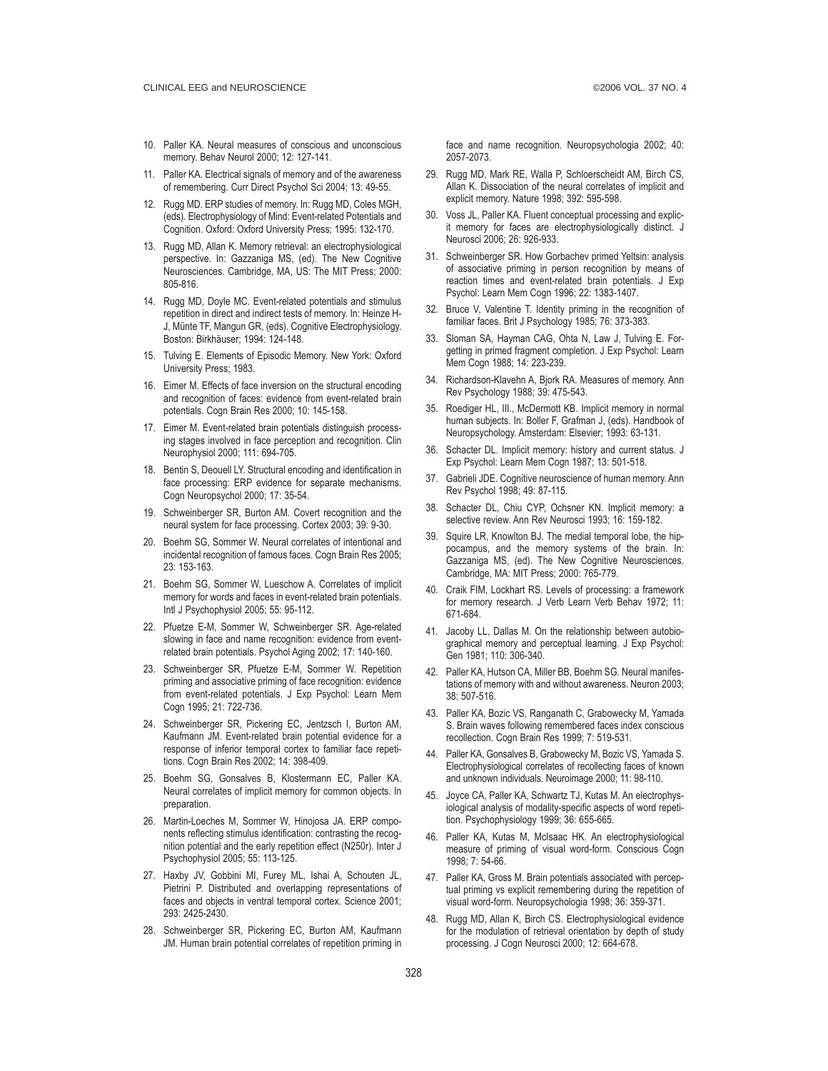10. Paller KA. Neural measures of conscious and unconscious memory. Behav Neurol 2000; 12: 127-141.
11. Paller KA. Electrical signals of memory and of the awareness of remembering. Curr Direct Psychol Sci 2004; 13: 49-55.
12. Rugg MD. ERP studies of memory. In: Rugg MD, Coles MGH, (eds). Electrophysiology of Mind: Event-related Potentials and Cognition. Oxford: Oxford University Press; 1995: 132-170.
13. Rugg MD, Allan K. Memory retrieval: an electrophysiological perspective. In: Gazzaniga MS, (ed). The New Cognitive Neurosciences. Cambridge, MA, US: The MIT Press; 2000: 805-816.
14. Rugg MD, Doyle MC. Event-related potentials and stimulus repetition in direct and indirect tests of memory. In: Heinze H-J, Münte TF, Mangun GR, (eds). Cognitive Electrophysiology. Boston: Birkhäuser; 1994: 124-148.
15. Tulving E. Elements of Episodic Memory. New York: Oxford University Press; 1983.
16. Eimer M. Effects of face inversion on the structural encoding and recognition of faces: evidence from event-related brain potentials. Cogn Brain Res 2000; 10: 145-158.
17. Eimer M. Event-related brain potentials distinguish processing stages involved in face perception and recognition. Clin Neurophysiol 2000; 111: 694-705.
18. Bentin S, Deouell LY. Structural encoding and identification in face processing: ERP evidence for separate mechanisms. Cogn Neuropsychol 2000; 17: 35-54.
19. Schweinberger SR, Burton AM. Covert recognition and the neural system for face processing. Cortex 2003; 39: 9-30.
20. Boehm SG, Sommer W. Neural correlates of intentional and incidental recognition of famous faces. Cogn Brain Res 2005; 23: 153-163.
21. Boehm SG, Sommer W, Lueschow A. Correlates of implicit memory for words and faces in event-related brain potentials. Intl J Psychophysiol 2005; 55: 95-112.
22. Pfuetze E-M, Sommer W, Schweinberger SR. Age-related slowing in face and name recognition: evidence from event-related brain potentials. Psychol Aging 2002; 17: 140-160.
23. Schweinberger SR, Pfuetze E-M, Sommer W. Repetition priming and associative priming of face recognition: evidence from event-related potentials. J Exp Psychol: Learn Mem Cogn 1995; 21: 722-736.
24. Schweinberger SR, Pickering EC, Jentzsch I, Burton AM, Kaufmann JM. Event-related brain potential evidence for a response of inferior temporal cortex to familiar face repetitions. Cogn Brain Res 2002; 14: 398-409.
25. Boehm SG, Gonsalves B, Klostermann EC, Paller KA. Neural correlates of implicit memory for common objects. In preparation.
26. Martin-Loeches M, Sommer W, Hinojosa JA. ERP components reflecting stimulus identification: contrasting the recognition potential and the early repetition effect (N250r). Inter J Psychophysiol 2005; 55: 113-125.
27. Haxby JV, Gobbini MI, Furey ML, Ishai A, Schouten JL, Pietrini P. Distributed and overlapping representations of faces and objects in ventral temporal cortex. Science 2001; 293: 2425-2430.
28. Schweinberger SR, Pickering EC, Burton AM, Kaufmann JM. Human brain potential correlates of repetition priming in face and name recognition. Neuropsychologia 2002; 40: 2057-2073.
29. Rugg MD, Mark RE, Walla P, Schloerscheidt AM, Birch CS, Allan K. Dissociation of the neural correlates of implicit and explicit memory. Nature 1998; 392: 595-598.
30. Voss JL, Paller KA. Fluent conceptual processing and explicit memory for faces are electrophysiologically distinct. J Neurosci 2006; 26: 926-933.
31. Schweinberger SR. How Gorbachev primed Yeltsin: analysis of associative priming in person recognition by means of reaction times and event-related brain potentials. J Exp Psychol: Learn Mem Cogn 1996; 22: 1383-1407.
32. Bruce V, Valentine T. Identity priming in the recognition of familiar faces. Brit J Psychology 1985; 76: 373-383.
33. Sloman SA, Hayman CAG, Ohta N, Law J, Tulving E. Forgetting in primed fragment completion. J Exp Psychol: Learn Mem Cogn 1988; 14: 223-239.
34. Richardson-Klavehn A, Bjork RA. Measures of memory. Ann Rev Psychology 1988; 39: 475-543.
35. Roediger HL, III., McDermott KB. Implicit memory in normal human subjects. In: Boller F, Grafman J, (eds). Handbook of Neuropsychology. Amsterdam: Elsevier; 1993: 63-131.
36. Schacter DL. Implicit memory: history and current status. J Exp Psychol: Learn Mem Cogn 1987; 13: 501-518.
37. Gabrieli JDE. Cognitive neuroscience of human memory. Ann Rev Psychol 1998; 49: 87-115.
38. Schacter DL, Chiu CYP, Ochsner KN. Implicit memory: a selective review. Ann Rev Neurosci 1993; 16: 159-182.
39. Squire LR, Knowlton BJ. The medial temporal lobe, the hippocampus, and the memory systems of the brain. In: Gazzaniga MS, (ed). The New Cognitive Neurosciences. Cambridge, MA: MIT Press; 2000: 765-779.
40. Craik FIM, Lockhart RS. Levels of processing: a framework for memory research. J Verb Learn Verb Behav 1972; 11: 671-684.
41. Jacoby LL, Dallas M. On the relationship between autobiographical memory and perceptual learning. J Exp Psychol: Gen 1981; 110: 306-340.
42. Paller KA, Hutson CA, Miller BB, Boehm SG. Neural manifestations of memory with and without awareness. Neuron 2003; 38: 507-516.
43. Paller KA, Bozic VS, Ranganath C, Grabowecky M, Yamada S. Brain waves following remembered faces index conscious recollection. Cogn Brain Res 1999; 7: 519-531.
44. Paller KA, Gonsalves B, Grabowecky M, Bozic VS, Yamada S. Electrophysiological correlates of recollecting faces of known and unknown individuals. Neuroimage 2000; 11: 98-110.
45. Joyce CA, Paller KA, Schwartz TJ, Kutas M. An electrophysiological analysis of modality-specific aspects of word repetition. Psychophysiology 1999; 36: 655-665.
46. Paller KA, Kutas M, McIsaac HK. An electrophysiological measure of priming of visual word-form. Conscious Cogn 1998; 7: 54-66.
47. Paller KA, Gross M. Brain potentials associated with perceptual priming vs explicit remembering during the repetition of visual word-form. Neuropsychologia 1998; 36: 359-371.
48. Rugg MD, Allan K, Birch CS. Electrophysiological evidence for the modulation of retrieval orientation by depth of study processing. J Cogn Neurosci 2000; 12: 664-678.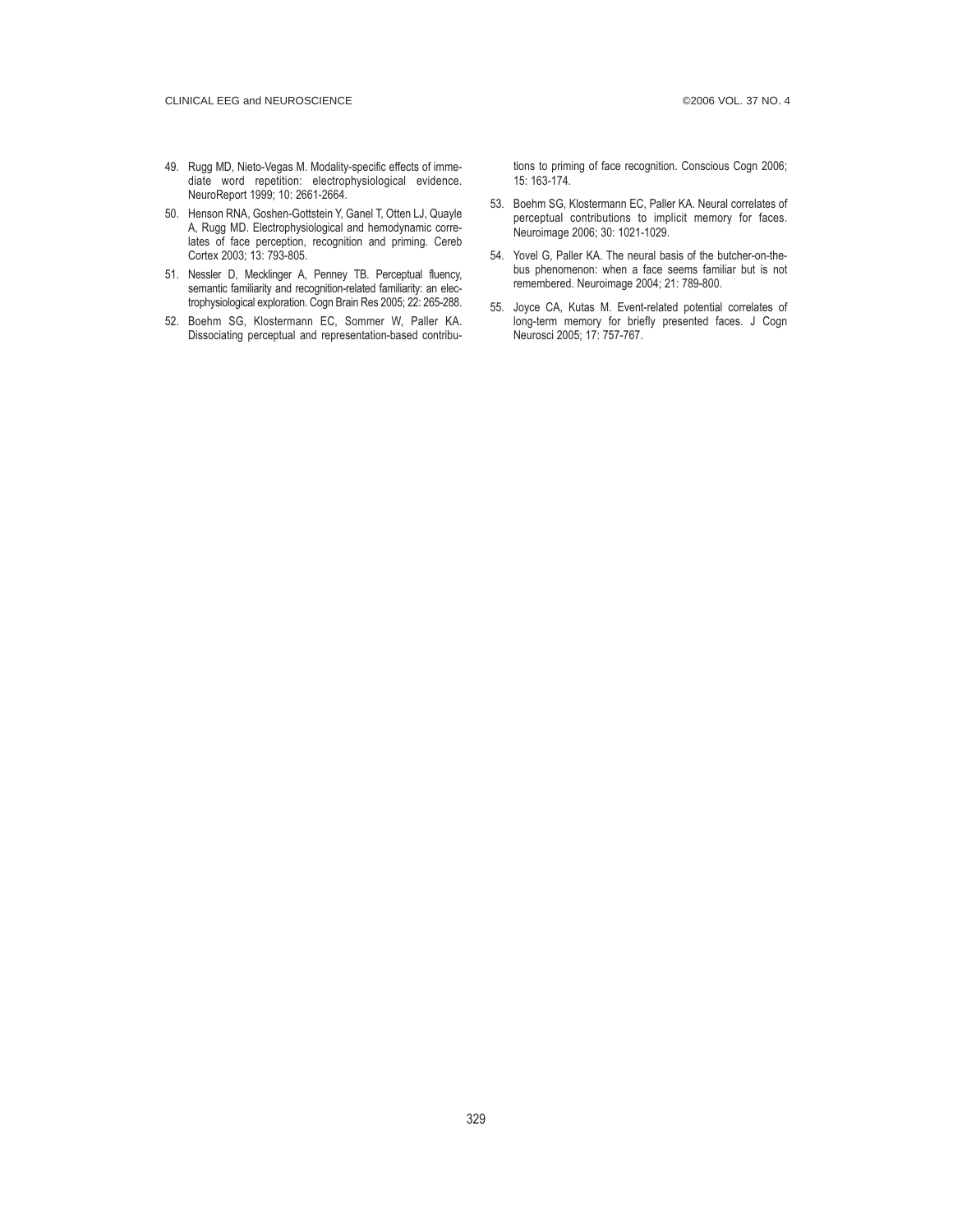49. Rugg MD, Nieto-Vegas M. Modality-specific effects of immediate word repetition: electrophysiological evidence. NeuroReport 1999; 10: 2661-2664.
50. Henson RNA, Goshen-Gottstein Y, Ganel T, Otten LJ, Quayle A, Rugg MD. Electrophysiological and hemodynamic correlates of face perception, recognition and priming. Cereb Cortex 2003; 13: 793-805.
51. Nessler D, Mecklinger A, Penney TB. Perceptual fluency, semantic familiarity and recognition-related familiarity: an electrophysiological exploration. Cogn Brain Res 2005; 22: 265-288.
52. Boehm SG, Klostermann EC, Sommer W, Paller KA. Dissociating perceptual and representation-based contributions to priming of face recognition. Conscious Cogn 2006; 15: 163-174.
53. Boehm SG, Klostermann EC, Paller KA. Neural correlates of perceptual contributions to implicit memory for faces. Neuroimage 2006; 30: 1021-1029.
54. Yovel G, Paller KA. The neural basis of the butcher-on-the-bus phenomenon: when a face seems familiar but is not remembered. Neuroimage 2004; 21: 789-800.
55. Joyce CA, Kutas M. Event-related potential correlates of long-term memory for briefly presented faces. J Cogn Neurosci 2005; 17: 757-767.